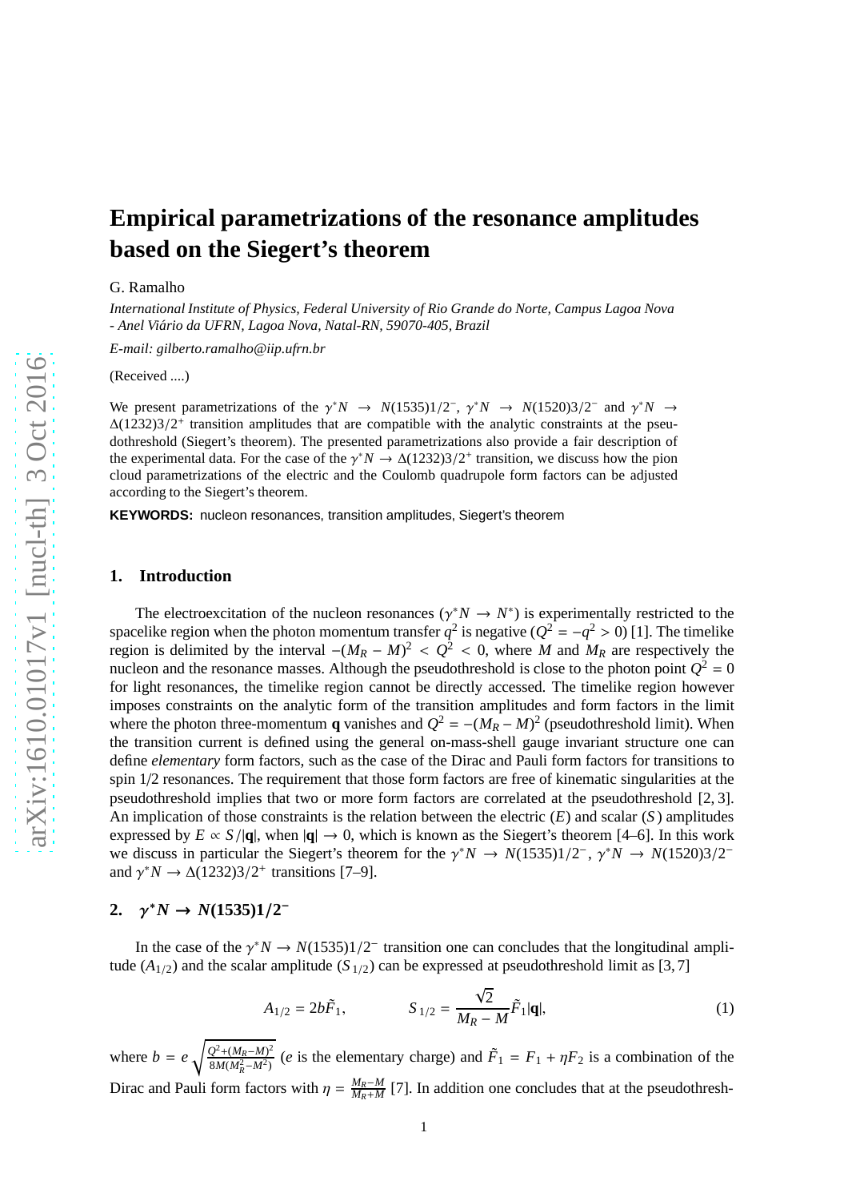# Empirical parametrizations of the resonance amplitudes based on the Siegert's theorem

G. Ramalho

*International Institute of Physics, Federal University of Rio Grande do Norte, Campus Lagoa Nova - Anel Viário da UFRN, Lagoa Nova, Natal-RN, 59070-405, Brazil*

*E-mail: gilberto.ramalho@iip.ufrn.br*

(Received ....)

We present parametrizations of the $\gamma^* N \to N(1535)1/2^-$, $\gamma^* N \to N(1520)3/2^-$ and $\gamma^* N \to \Delta(1232)3/2^+$ transition amplitudes that are compatible with the analytic constraints at the pseudothreshold (Siegert's theorem). The presented parametrizations also provide a fair description of the experimental data. For the case of the $\gamma^* N \to \Delta(1232)3/2^+$ transition, we discuss how the pion cloud parametrizations of the electric and the Coulomb quadrupole form factors can be adjusted according to the Siegert's theorem.

**KEYWORDS:** nucleon resonances, transition amplitudes, Siegert's theorem

## 1. Introduction

The electroexcitation of the nucleon resonances ($\gamma^* N \to N^*$) is experimentally restricted to the spacelike region when the photon momentum transfer $q^2$ is negative ($Q^2 = -q^2 > 0$) [1]. The timelike region is delimited by the interval $-(M_R - M)^2 < Q^2 < 0$, where $M$ and $M_R$ are respectively the nucleon and the resonance masses. Although the pseudothreshold is close to the photon point $Q^2 = 0$ for light resonances, the timelike region cannot be directly accessed. The timelike region however imposes constraints on the analytic form of the transition amplitudes and form factors in the limit where the photon three-momentum $\mathbf{q}$ vanishes and $Q^2 = -(M_R - M)^2$ (pseudothreshold limit). When the transition current is defined using the general on-mass-shell gauge invariant structure one can define *elementary* form factors, such as the case of the Dirac and Pauli form factors for transitions to spin 1/2 resonances. The requirement that those form factors are free of kinematic singularities at the pseudothreshold implies that two or more form factors are correlated at the pseudothreshold [2, 3]. An implication of those constraints is the relation between the electric ($E$) and scalar ($S$) amplitudes expressed by $E \propto S/|\mathbf{q}|$, when $|\mathbf{q}| \to 0$, which is known as the Siegert's theorem [4–6]. In this work we discuss in particular the Siegert's theorem for the $\gamma^* N \to N(1535)1/2^-$, $\gamma^* N \to N(1520)3/2^-$ and $\gamma^* N \to \Delta(1232)3/2^+$ transitions [7–9].

## 2. $\gamma^* N \to N(1535)1/2^-$

In the case of the $\gamma^* N \to N(1535)1/2^-$ transition one can concludes that the longitudinal amplitude ($A_{1/2}$) and the scalar amplitude ($S_{1/2}$) can be expressed at pseudothreshold limit as [3, 7]

$$A_{1/2} = 2b\tilde{F}_1, \qquad S_{1/2} = \frac{\sqrt{2}}{M_R - M}\tilde{F}_1|\mathbf{q}|, \tag{1}$$

where $b = e\sqrt{\frac{Q^2 + (M_R - M)^2}{8M(M_R^2 - M^2)}}$ ($e$ is the elementary charge) and $\tilde{F}_1 = F_1 + \eta F_2$ is a combination of the Dirac and Pauli form factors with $\eta = \frac{M_R - M}{M_R + M}$ [7]. In addition one concludes that at the pseudothresh-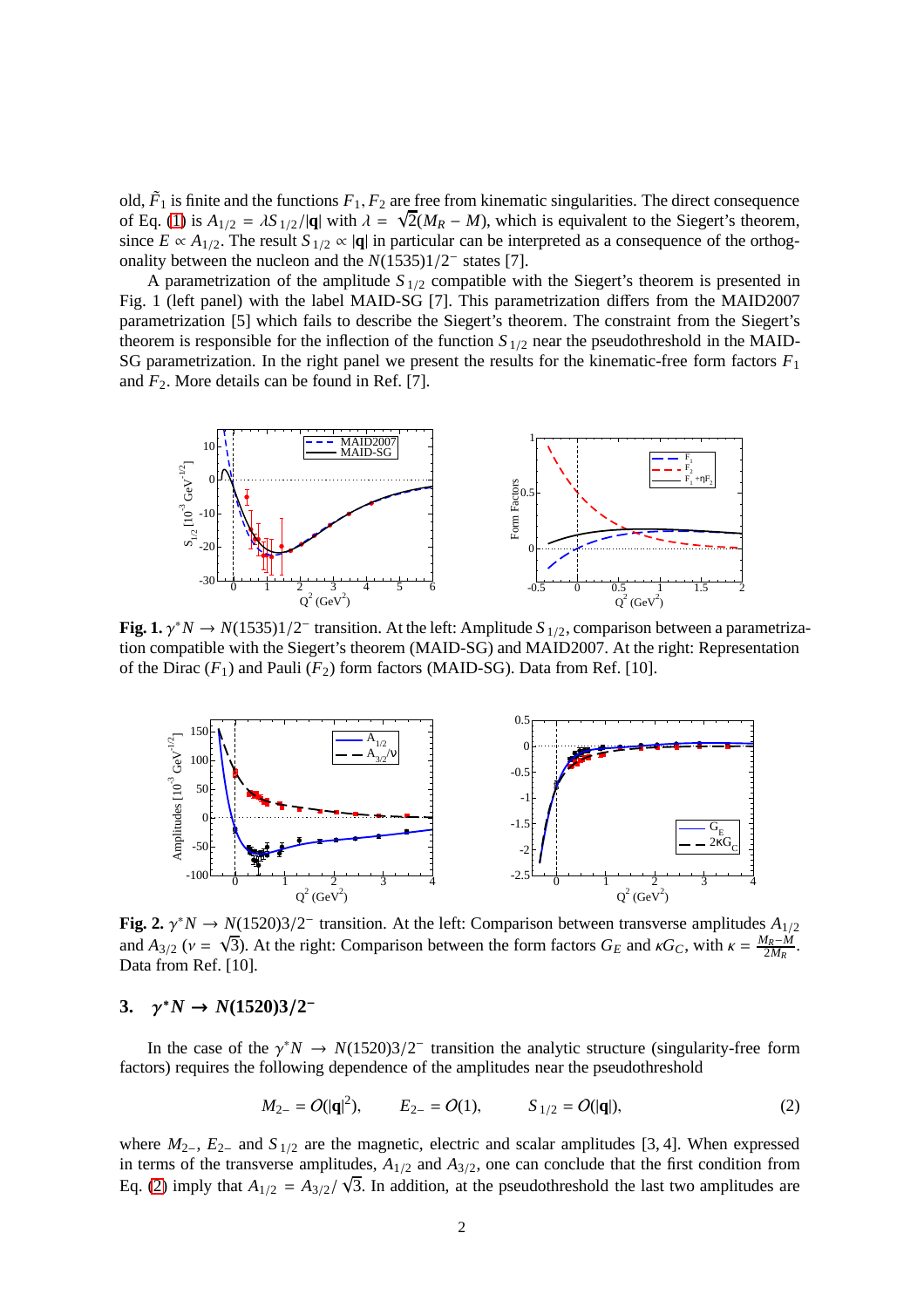old, $\tilde{F}_1$ is finite and the functions $F_1, F_2$ are free from kinematic singularities. The direct consequence of Eq. (1) is $A_{1/2} = \lambda S_{1/2}/|\mathbf{q}|$ with $\lambda = \sqrt{2}(M_R - M)$, which is equivalent to the Siegert's theorem, since $E \propto A_{1/2}$. The result $S_{1/2} \propto |\mathbf{q}|$ in particular can be interpreted as a consequence of the orthogonality between the nucleon and the $N(1535)1/2^-$ states [7].

A parametrization of the amplitude $S_{1/2}$ compatible with the Siegert's theorem is presented in Fig. 1 (left panel) with the label MAID-SG [7]. This parametrization differs from the MAID2007 parametrization [5] which fails to describe the Siegert's theorem. The constraint from the Siegert's theorem is responsible for the inflection of the function $S_{1/2}$ near the pseudothreshold in the MAID-SG parametrization. In the right panel we present the results for the kinematic-free form factors $F_1$ and $F_2$. More details can be found in Ref. [7].

**Fig. 1.** $\gamma^* N \to N(1535)1/2^-$ transition. At the left: Amplitude $S_{1/2}$, comparison between a parametrization compatible with the Siegert's theorem (MAID-SG) and MAID2007. At the right: Representation of the Dirac ($F_1$) and Pauli ($F_2$) form factors (MAID-SG). Data from Ref. [10].

**Fig. 2.** $\gamma^* N \to N(1520)3/2^-$ transition. At the left: Comparison between transverse amplitudes $A_{1/2}$ and $A_{3/2}$ ($\nu = \sqrt{3}$). At the right: Comparison between the form factors $G_E$ and $\kappa G_C$, with $\kappa = \frac{M_R - M}{2M_R}$. Data from Ref. [10].

## 3. $\gamma^* N \to N(1520)3/2^-$

In the case of the $\gamma^* N \to N(1520)3/2^-$ transition the analytic structure (singularity-free form factors) requires the following dependence of the amplitudes near the pseudothreshold

$$M_{2-} = O(|\mathbf{q}|^2), \qquad E_{2-} = O(1), \qquad S_{1/2} = O(|\mathbf{q}|), \tag{2}$$

where $M_{2-}$, $E_{2-}$ and $S_{1/2}$ are the magnetic, electric and scalar amplitudes [3, 4]. When expressed in terms of the transverse amplitudes, $A_{1/2}$ and $A_{3/2}$, one can conclude that the first condition from Eq. (2) imply that $A_{1/2} = A_{3/2}/\sqrt{3}$. In addition, at the pseudothreshold the last two amplitudes are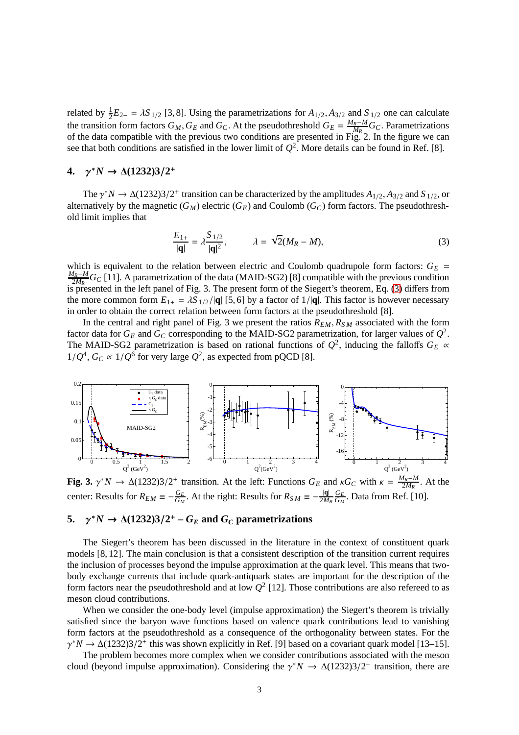related by $\frac{1}{2}E_{2-} = \lambda S_{1/2}$ [3, 8]. Using the parametrizations for $A_{1/2}, A_{3/2}$ and $S_{1/2}$ one can calculate the transition form factors $G_M, G_E$ and $G_C$. At the pseudothreshold $G_E = \frac{M_R - M}{M_R} G_C$. Parametrizations of the data compatible with the previous two conditions are presented in Fig. 2. In the figure we can see that both conditions are satisfied in the lower limit of $Q^2$. More details can be found in Ref. [8].

## 4. $\gamma^* N \to \Delta(1232)3/2^+$

The $\gamma^* N \to \Delta(1232)3/2^+$ transition can be characterized by the amplitudes $A_{1/2}, A_{3/2}$ and $S_{1/2}$, or alternatively by the magnetic ($G_M$) electric ($G_E$) and Coulomb ($G_C$) form factors. The pseudothreshold limit implies that

$$\frac{E_{1+}}{|\mathbf{q}|} = \lambda \frac{S_{1/2}}{|\mathbf{q}|^2}, \qquad \lambda = \sqrt{2}(M_R - M), \tag{3}$$

which is equivalent to the relation between electric and Coulomb quadrupole form factors: $G_E = \frac{M_R - M}{2M_R} G_C$ [11]. A parametrization of the data (MAID-SG2) [8] compatible with the previous condition is presented in the left panel of Fig. 3. The present form of the Siegert's theorem, Eq. (3) differs from the more common form $E_{1+} = \lambda S_{1/2}/|\mathbf{q}|$ [5, 6] by a factor of $1/|\mathbf{q}|$. This factor is however necessary in order to obtain the correct relation between form factors at the pseudothreshold [8].

In the central and right panel of Fig. 3 we present the ratios $R_{EM}, R_{SM}$ associated with the form factor data for $G_E$ and $G_C$ corresponding to the MAID-SG2 parametrization, for larger values of $Q^2$. The MAID-SG2 parametrization is based on rational functions of $Q^2$, inducing the falloffs $G_E \propto 1/Q^4$, $G_C \propto 1/Q^6$ for very large $Q^2$, as expected from pQCD [8].

**Fig. 3.** $\gamma^* N \to \Delta(1232)3/2^+$ transition. At the left: Functions $G_E$ and $\kappa G_C$ with $\kappa = \frac{M_R - M}{2M_R}$. At the center: Results for $R_{EM} \equiv -\frac{G_E}{G_M}$. At the right: Results for $R_{SM} \equiv -\frac{|\mathbf{q}|}{2M_R}\frac{G_E}{G_M}$. Data from Ref. [10].

## 5. $\gamma^* N \to \Delta(1232)3/2^+$ – $G_E$ and $G_C$ parametrizations

The Siegert's theorem has been discussed in the literature in the context of constituent quark models [8, 12]. The main conclusion is that a consistent description of the transition current requires the inclusion of processes beyond the impulse approximation at the quark level. This means that two-body exchange currents that include quark-antiquark states are important for the description of the form factors near the pseudothreshold and at low $Q^2$ [12]. Those contributions are also refereed to as meson cloud contributions.

When we consider the one-body level (impulse approximation) the Siegert's theorem is trivially satisfied since the baryon wave functions based on valence quark contributions lead to vanishing form factors at the pseudothreshold as a consequence of the orthogonality between states. For the $\gamma^* N \to \Delta(1232)3/2^+$ this was shown explicitly in Ref. [9] based on a covariant quark model [13–15].

The problem becomes more complex when we consider contributions associated with the meson cloud (beyond impulse approximation). Considering the $\gamma^* N \to \Delta(1232)3/2^+$ transition, there are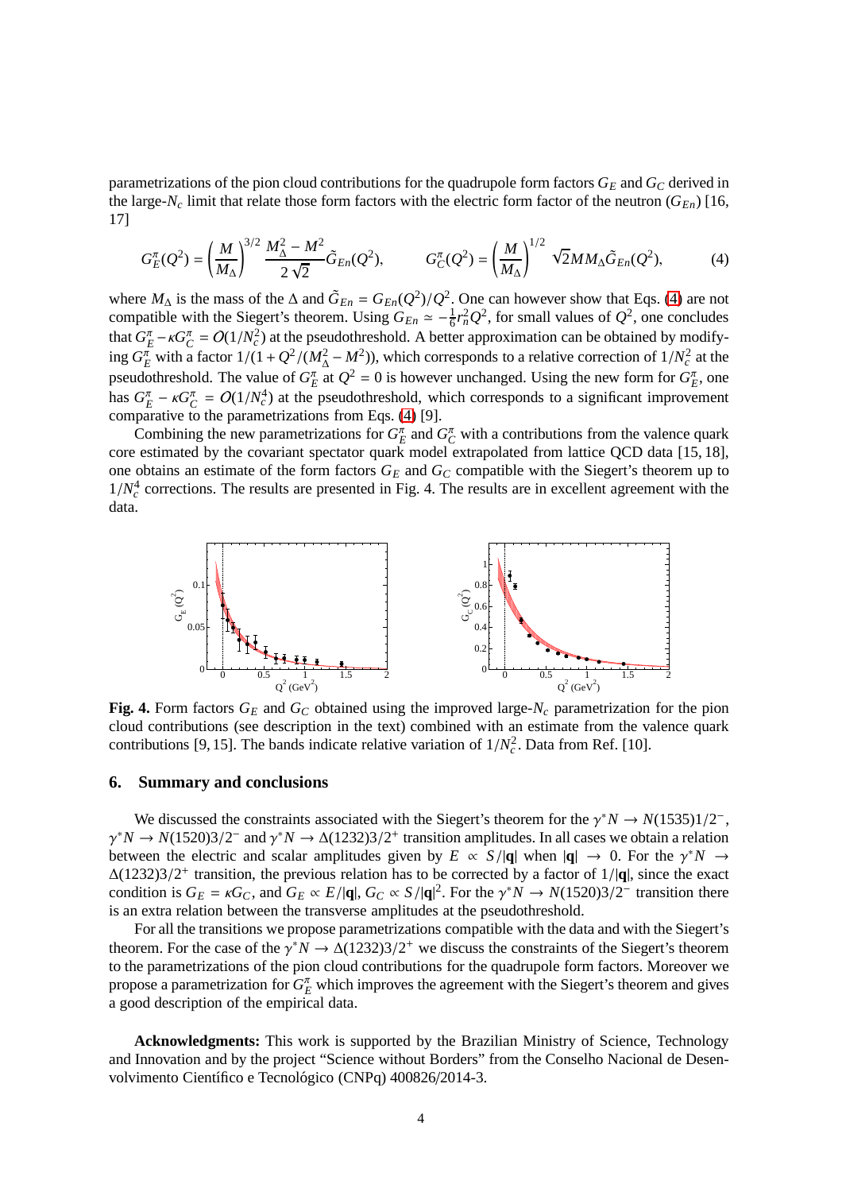parametrizations of the pion cloud contributions for the quadrupole form factors $G_E$ and $G_C$ derived in the large-$N_c$ limit that relate those form factors with the electric form factor of the neutron ($G_{En}$) [16, 17]

$$G_E^\pi(Q^2) = \left(\frac{M}{M_\Delta}\right)^{3/2} \frac{M_\Delta^2 - M^2}{2\sqrt{2}} \tilde{G}_{En}(Q^2), \qquad G_C^\pi(Q^2) = \left(\frac{M}{M_\Delta}\right)^{1/2} \sqrt{2} M M_\Delta \tilde{G}_{En}(Q^2), \tag{4}$$

where $M_\Delta$ is the mass of the $\Delta$ and $\tilde{G}_{En} = G_{En}(Q^2)/Q^2$. One can however show that Eqs. (4) are not compatible with the Siegert's theorem. Using $G_{En} \simeq -\frac{1}{6} r_n^2 Q^2$, for small values of $Q^2$, one concludes that $G_E^\pi - \kappa G_C^\pi = O(1/N_c^2)$ at the pseudothreshold. A better approximation can be obtained by modifying $G_E^\pi$ with a factor $1/(1 + Q^2/(M_\Delta^2 - M^2))$, which corresponds to a relative correction of $1/N_c^2$ at the pseudothreshold. The value of $G_E^\pi$ at $Q^2 = 0$ is however unchanged. Using the new form for $G_E^\pi$, one has $G_E^\pi - \kappa G_C^\pi = O(1/N_c^4)$ at the pseudothreshold, which corresponds to a significant improvement comparative to the parametrizations from Eqs. (4) [9].

Combining the new parametrizations for $G_E^\pi$ and $G_C^\pi$ with a contributions from the valence quark core estimated by the covariant spectator quark model extrapolated from lattice QCD data [15, 18], one obtains an estimate of the form factors $G_E$ and $G_C$ compatible with the Siegert's theorem up to $1/N_c^4$ corrections. The results are presented in Fig. 4. The results are in excellent agreement with the data.

**Fig. 4.** Form factors $G_E$ and $G_C$ obtained using the improved large-$N_c$ parametrization for the pion cloud contributions (see description in the text) combined with an estimate from the valence quark contributions [9, 15]. The bands indicate relative variation of $1/N_c^2$. Data from Ref. [10].

## 6. Summary and conclusions

We discussed the constraints associated with the Siegert's theorem for the $\gamma^* N \to N(1535)1/2^-$, $\gamma^* N \to N(1520)3/2^-$ and $\gamma^* N \to \Delta(1232)3/2^+$ transition amplitudes. In all cases we obtain a relation between the electric and scalar amplitudes given by $E \propto S/|\mathbf{q}|$ when $|\mathbf{q}| \to 0$. For the $\gamma^* N \to \Delta(1232)3/2^+$ transition, the previous relation has to be corrected by a factor of $1/|\mathbf{q}|$, since the exact condition is $G_E = \kappa G_C$, and $G_E \propto E/|\mathbf{q}|$, $G_C \propto S/|\mathbf{q}|^2$. For the $\gamma^* N \to N(1520)3/2^-$ transition there is an extra relation between the transverse amplitudes at the pseudothreshold.

For all the transitions we propose parametrizations compatible with the data and with the Siegert's theorem. For the case of the $\gamma^* N \to \Delta(1232)3/2^+$ we discuss the constraints of the Siegert's theorem to the parametrizations of the pion cloud contributions for the quadrupole form factors. Moreover we propose a parametrization for $G_E^\pi$ which improves the agreement with the Siegert's theorem and gives a good description of the empirical data.

**Acknowledgments:** This work is supported by the Brazilian Ministry of Science, Technology and Innovation and by the project "Science without Borders" from the Conselho Nacional de Desenvolvimento Científico e Tecnológico (CNPq) 400826/2014-3.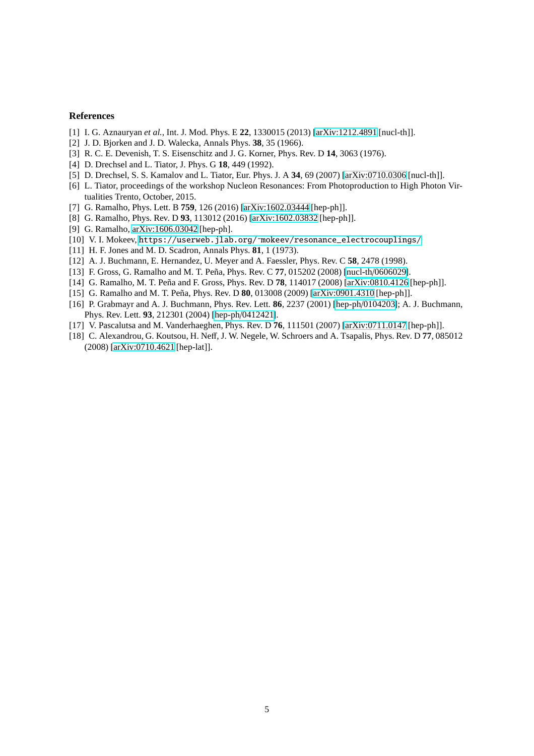## References

[1] I. G. Aznauryan *et al.*, Int. J. Mod. Phys. E **22**, 1330015 (2013) [arXiv:1212.4891 [nucl-th]].

[2] J. D. Bjorken and J. D. Walecka, Annals Phys. **38**, 35 (1966).

[3] R. C. E. Devenish, T. S. Eisenschitz and J. G. Korner, Phys. Rev. D **14**, 3063 (1976).

[4] D. Drechsel and L. Tiator, J. Phys. G **18**, 449 (1992).

[5] D. Drechsel, S. S. Kamalov and L. Tiator, Eur. Phys. J. A **34**, 69 (2007) [arXiv:0710.0306 [nucl-th]].

[6] L. Tiator, proceedings of the workshop Nucleon Resonances: From Photoproduction to High Photon Virtualities Trento, October, 2015.

[7] G. Ramalho, Phys. Lett. B **759**, 126 (2016) [arXiv:1602.03444 [hep-ph]].

[8] G. Ramalho, Phys. Rev. D **93**, 113012 (2016) [arXiv:1602.03832 [hep-ph]].

[9] G. Ramalho, arXiv:1606.03042 [hep-ph].

[10] V. I. Mokeev, https://userweb.jlab.org/~mokeev/resonance_electrocouplings/

[11] H. F. Jones and M. D. Scadron, Annals Phys. **81**, 1 (1973).

[12] A. J. Buchmann, E. Hernandez, U. Meyer and A. Faessler, Phys. Rev. C **58**, 2478 (1998).

[13] F. Gross, G. Ramalho and M. T. Peña, Phys. Rev. C **77**, 015202 (2008) [nucl-th/0606029].

[14] G. Ramalho, M. T. Peña and F. Gross, Phys. Rev. D **78**, 114017 (2008) [arXiv:0810.4126 [hep-ph]].

[15] G. Ramalho and M. T. Peña, Phys. Rev. D **80**, 013008 (2009) [arXiv:0901.4310 [hep-ph]].

[16] P. Grabmayr and A. J. Buchmann, Phys. Rev. Lett. **86**, 2237 (2001) [hep-ph/0104203]; A. J. Buchmann, Phys. Rev. Lett. **93**, 212301 (2004) [hep-ph/0412421].

[17] V. Pascalutsa and M. Vanderhaeghen, Phys. Rev. D **76**, 111501 (2007) [arXiv:0711.0147 [hep-ph]].

[18] C. Alexandrou, G. Koutsou, H. Neff, J. W. Negele, W. Schroers and A. Tsapalis, Phys. Rev. D **77**, 085012 (2008) [arXiv:0710.4621 [hep-lat]].